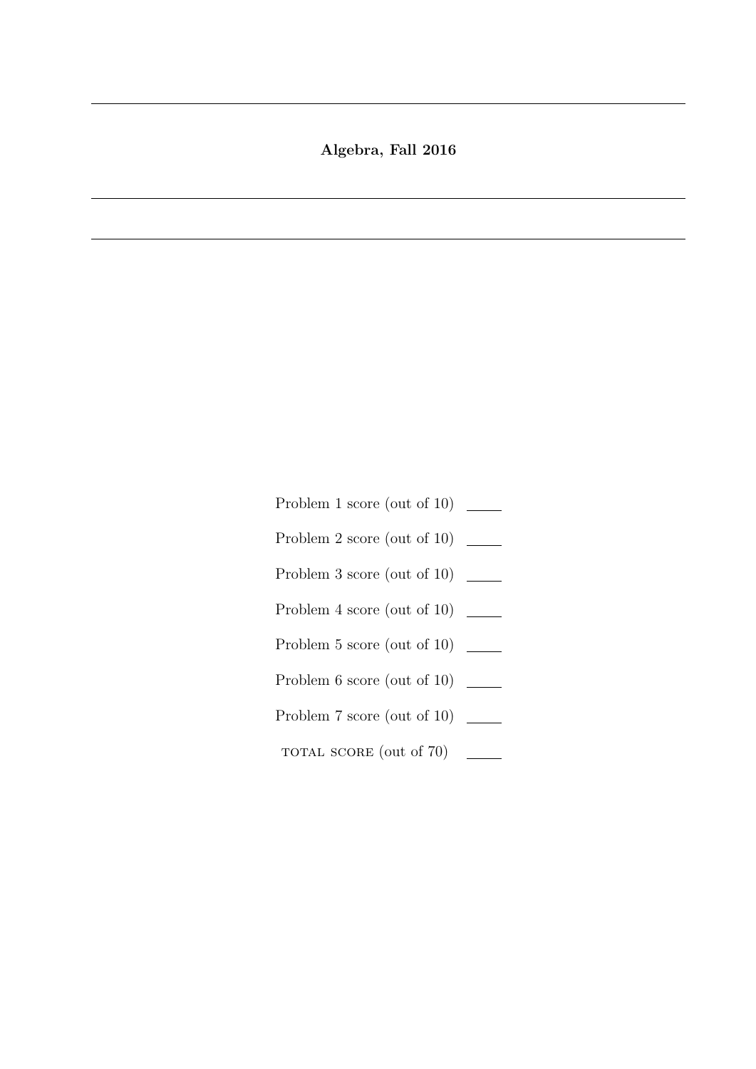**Algebra, Fall 2016**

---

---

| | |
|---|---|
| Problem 1 score (out of 10) | ____ |
| Problem 2 score (out of 10) | ____ |
| Problem 3 score (out of 10) | ____ |
| Problem 4 score (out of 10) | ____ |
| Problem 5 score (out of 10) | ____ |
| Problem 6 score (out of 10) | ____ |
| Problem 7 score (out of 10) | ____ |
| TOTAL SCORE (out of 70) | ____ |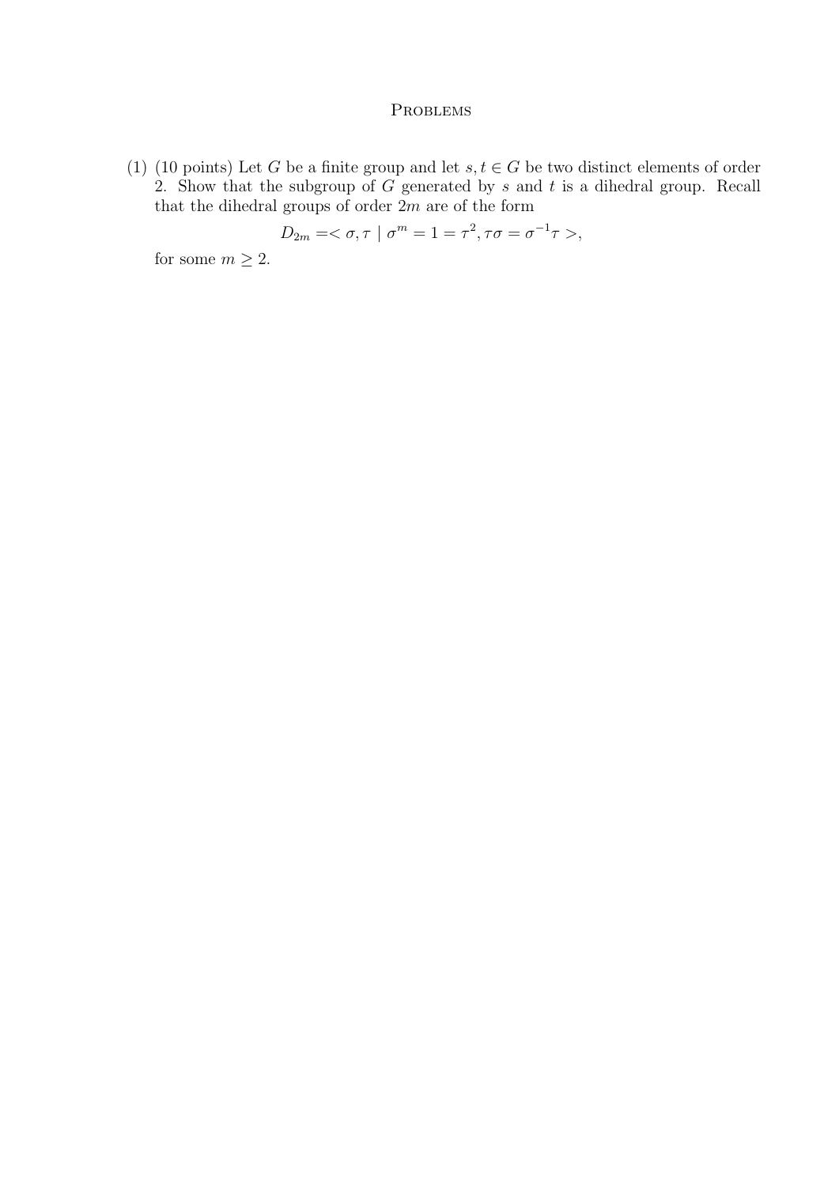# Problems

(1) (10 points) Let $G$ be a finite group and let $s, t \in G$ be two distinct elements of order 2. Show that the subgroup of $G$ generated by $s$ and $t$ is a dihedral group. Recall that the dihedral groups of order $2m$ are of the form

$$D_{2m} = < \sigma, \tau \mid \sigma^m = 1 = \tau^2, \tau\sigma = \sigma^{-1}\tau >,$$

for some $m \geq 2$.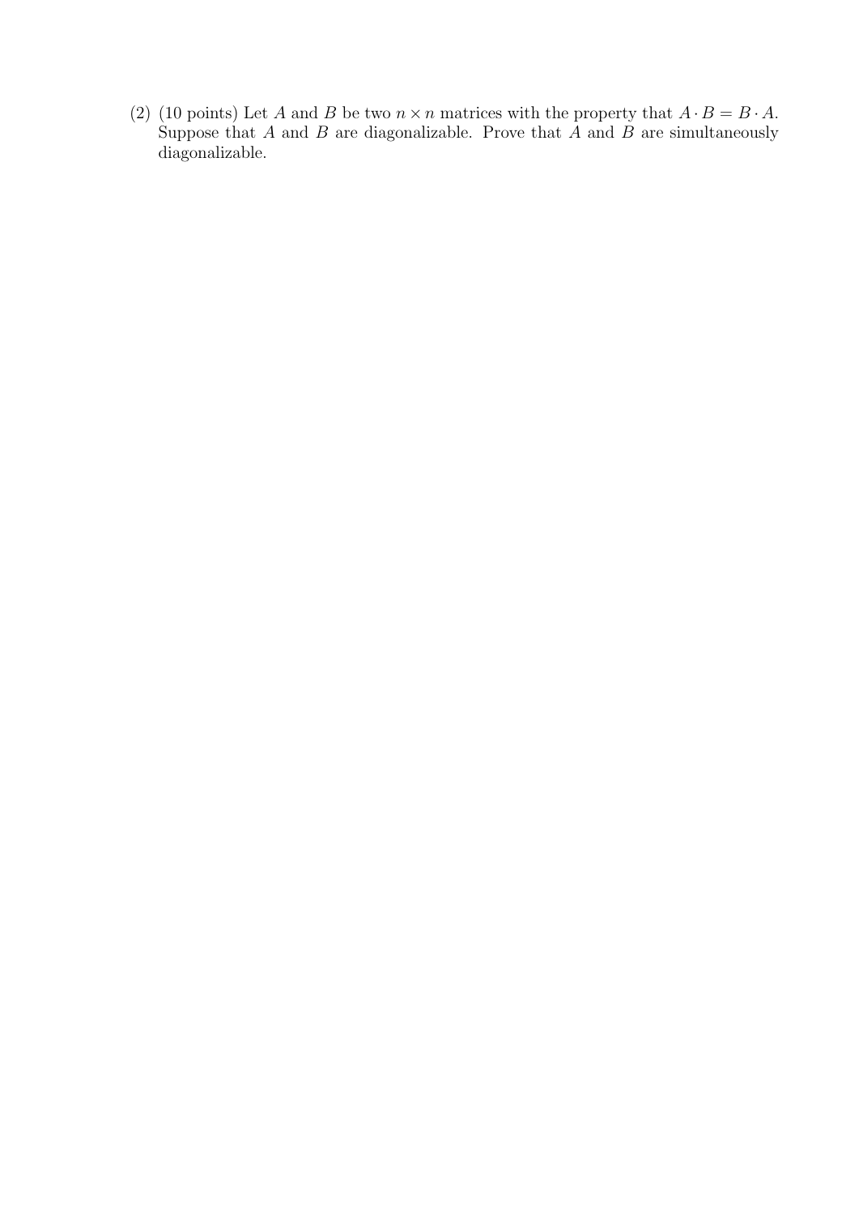(2) (10 points) Let $A$ and $B$ be two $n \times n$ matrices with the property that $A \cdot B = B \cdot A$. Suppose that $A$ and $B$ are diagonalizable. Prove that $A$ and $B$ are simultaneously diagonalizable.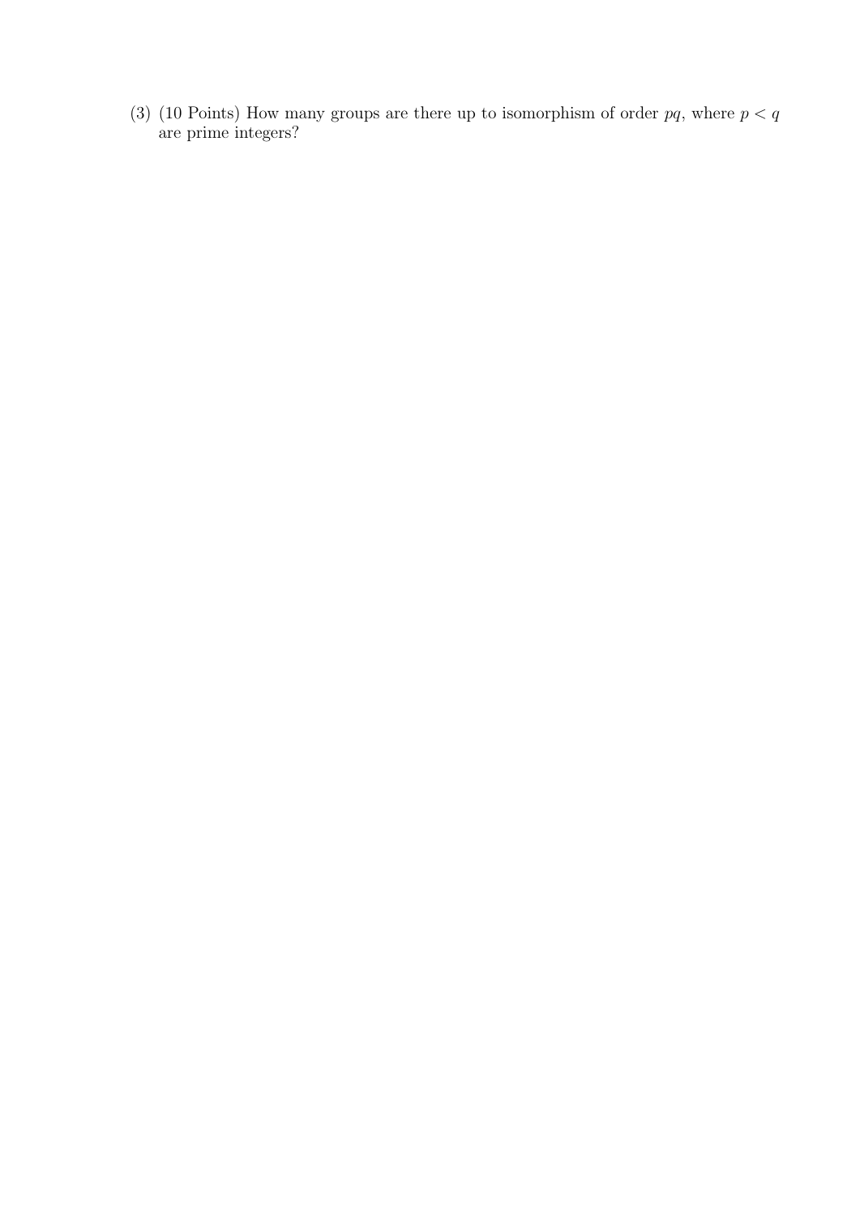(3) (10 Points) How many groups are there up to isomorphism of order $pq$, where $p < q$ are prime integers?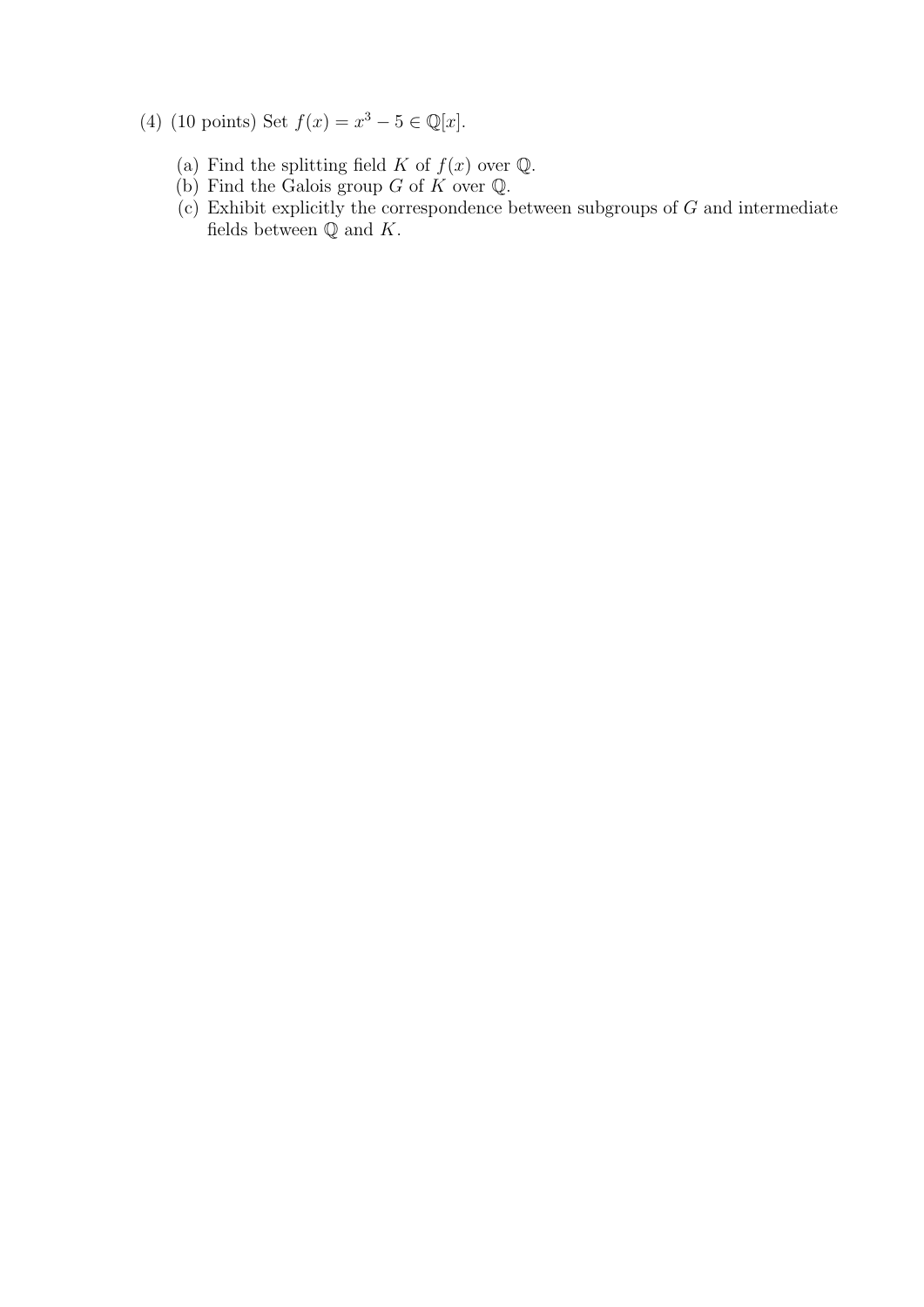(4) (10 points) Set $f(x) = x^3 - 5 \in \mathbb{Q}[x]$.

(a) Find the splitting field $K$ of $f(x)$ over $\mathbb{Q}$.
(b) Find the Galois group $G$ of $K$ over $\mathbb{Q}$.
(c) Exhibit explicitly the correspondence between subgroups of $G$ and intermediate fields between $\mathbb{Q}$ and $K$.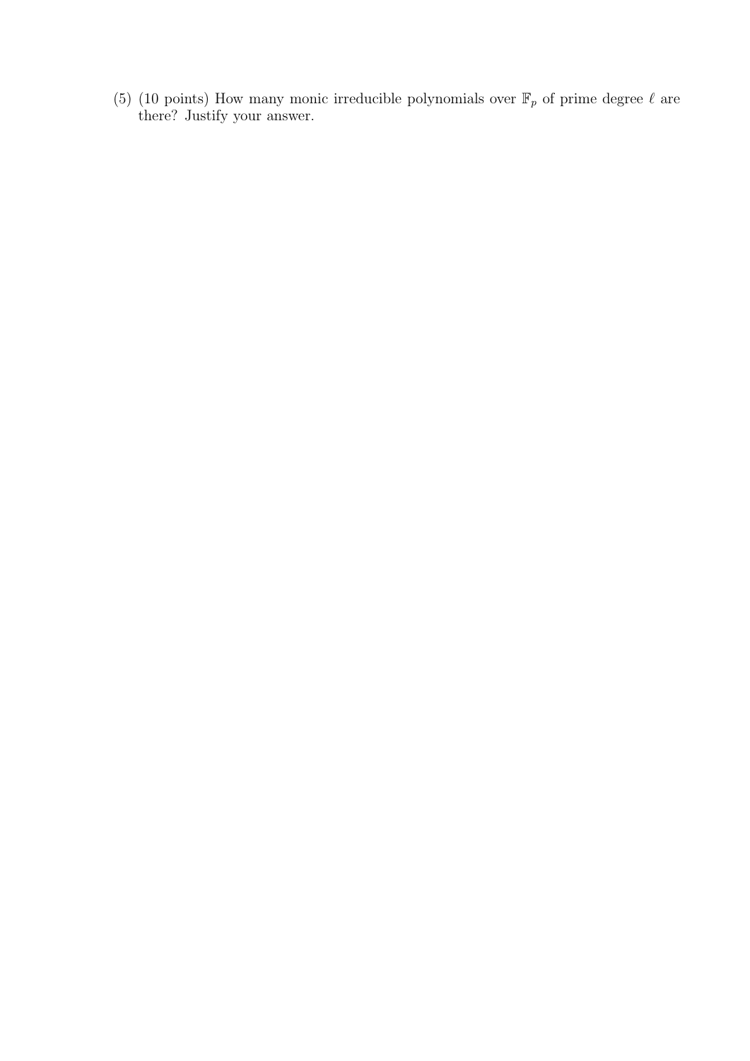(5) (10 points) How many monic irreducible polynomials over $\mathbb{F}_p$ of prime degree $\ell$ are there? Justify your answer.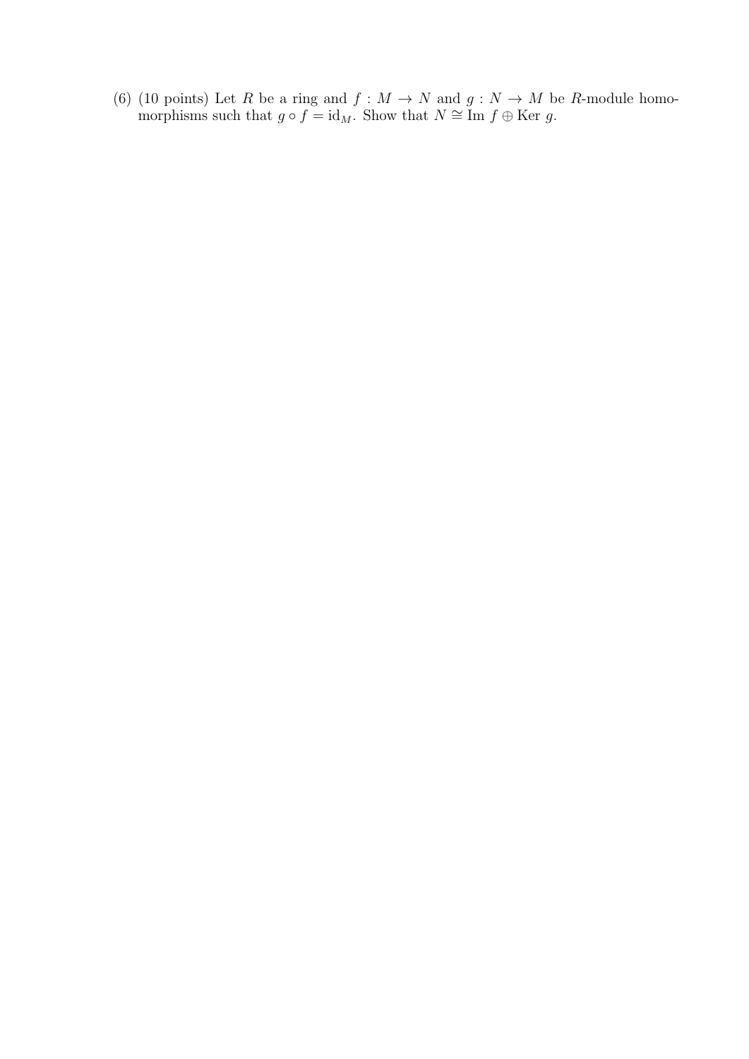(6) (10 points) Let $R$ be a ring and $f : M \to N$ and $g : N \to M$ be $R$-module homomorphisms such that $g \circ f = \mathrm{id}_M$. Show that $N \cong \mathrm{Im}\ f \oplus \mathrm{Ker}\ g$.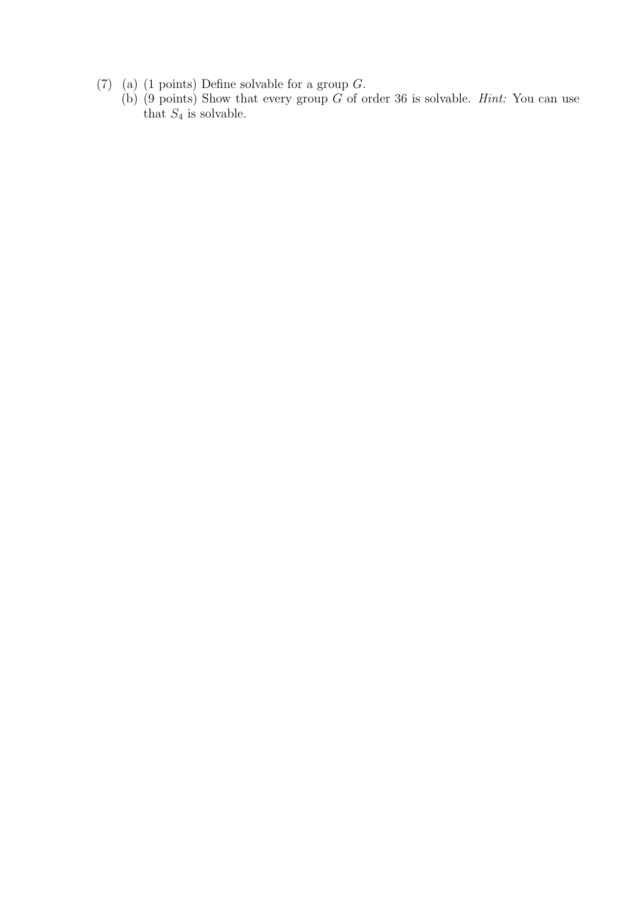(7) (a) (1 points) Define solvable for a group $G$.

(b) (9 points) Show that every group $G$ of order 36 is solvable. *Hint:* You can use that $S_4$ is solvable.